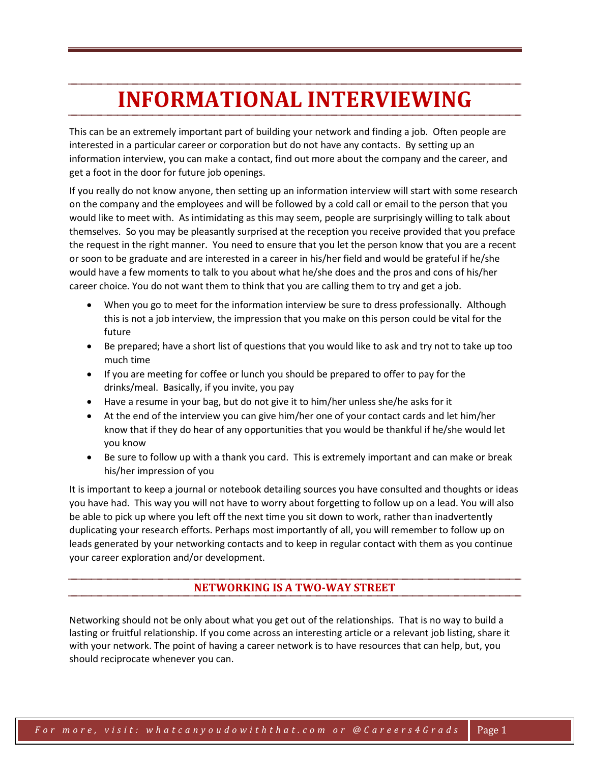# INFORMATIONAL INTERVIEWING

This can be an extremely important part of building your network and finding a job. Often people are interested in a particular career or corporation but do not have any contacts. By setting up an information interview, you can make a contact, find out more about the company and the career, and get a foot in the door for future job openings.

If you really do not know anyone, then setting up an information interview will start with some research on the company and the employees and will be followed by a cold call or email to the person that you would like to meet with. As intimidating as this may seem, people are surprisingly willing to talk about themselves. So you may be pleasantly surprised at the reception you receive provided that you preface the request in the right manner. You need to ensure that you let the person know that you are a recent or soon to be graduate and are interested in a career in his/her field and would be grateful if he/she would have a few moments to talk to you about what he/she does and the pros and cons of his/her career choice. You do not want them to think that you are calling them to try and get a job.

- When you go to meet for the information interview be sure to dress professionally. Although this is not a job interview, the impression that you make on this person could be vital for the future
- Be prepared; have a short list of questions that you would like to ask and try not to take up too much time
- If you are meeting for coffee or lunch you should be prepared to offer to pay for the drinks/meal. Basically, if you invite, you pay
- Have a resume in your bag, but do not give it to him/her unless she/he asks for it
- At the end of the interview you can give him/her one of your contact cards and let him/her know that if they do hear of any opportunities that you would be thankful if he/she would let you know
- Be sure to follow up with a thank you card. This is extremely important and can make or break his/her impression of you

It is important to keep a journal or notebook detailing sources you have consulted and thoughts or ideas you have had. This way you will not have to worry about forgetting to follow up on a lead. You will also be able to pick up where you left off the next time you sit down to work, rather than inadvertently duplicating your research efforts. Perhaps most importantly of all, you will remember to follow up on leads generated by your networking contacts and to keep in regular contact with them as you continue your career exploration and/or development.

## NETWORKING IS A TWO-WAY STREET

Networking should not be only about what you get out of the relationships. That is no way to build a lasting or fruitful relationship. If you come across an interesting article or a relevant job listing, share it with your network. The point of having a career network is to have resources that can help, but, you should reciprocate whenever you can.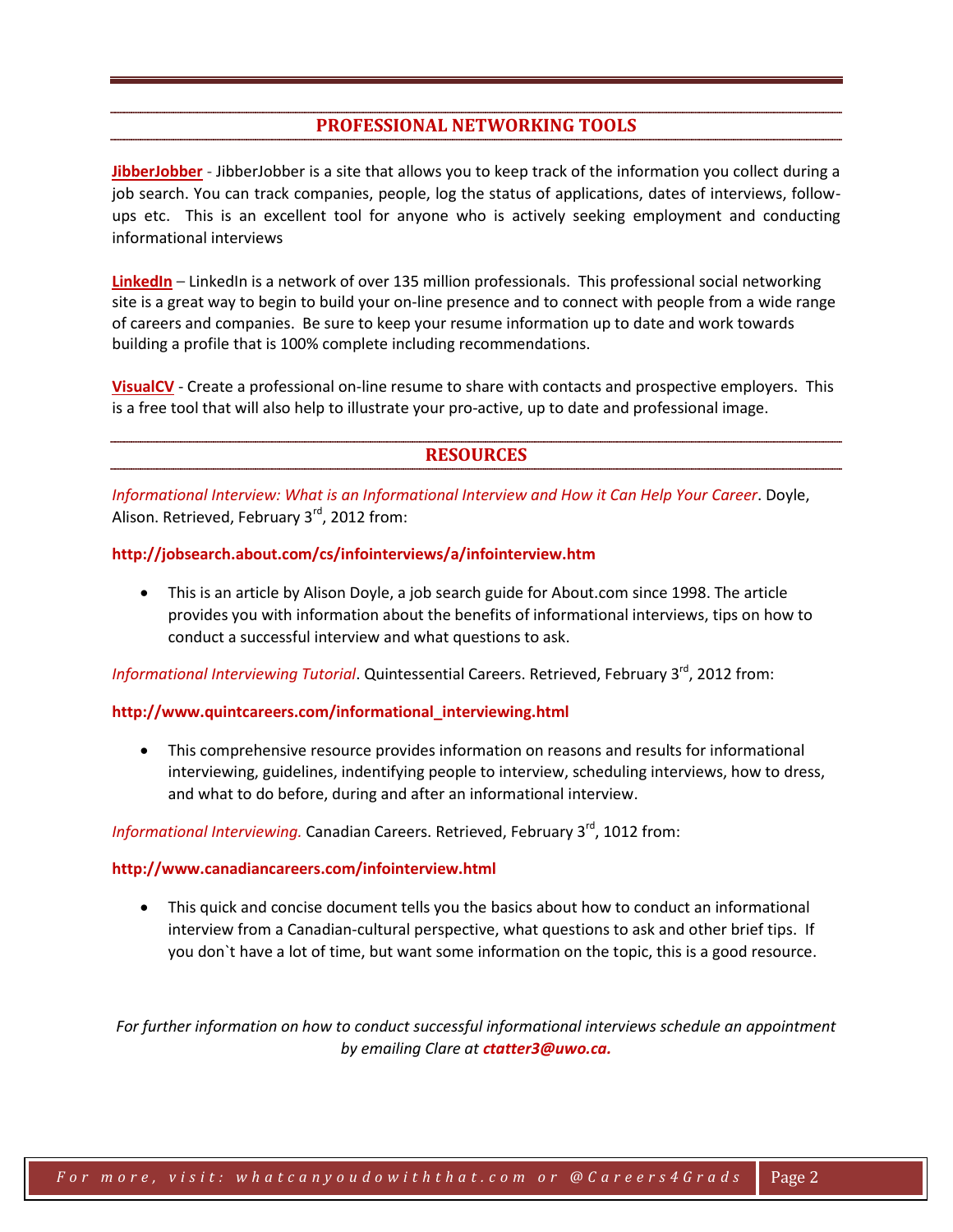## PROFESSIONAL NETWORKING TOOLS

**JibberJobber** - JibberJobber is a site that allows you to keep track of the information you collect during a job search. You can track companies, people, log the status of applications, dates of interviews, follow-ups etc. This is an excellent tool for anyone who is actively seeking employment and conducting informational interviews

**LinkedIn** – LinkedIn is a network of over 135 million professionals. This professional social networking site is a great way to begin to build your on-line presence and to connect with people from a wide range of careers and companies. Be sure to keep your resume information up to date and work towards building a profile that is 100% complete including recommendations.

**VisualCV** - Create a professional on-line resume to share with contacts and prospective employers. This is a free tool that will also help to illustrate your pro-active, up to date and professional image.

## RESOURCES

*Informational Interview: What is an Informational Interview and How it Can Help Your Career*. Doyle, Alison. Retrieved, February 3rd, 2012 from:

**http://jobsearch.about.com/cs/infointerviews/a/infointerview.htm**

- This is an article by Alison Doyle, a job search guide for About.com since 1998. The article provides you with information about the benefits of informational interviews, tips on how to conduct a successful interview and what questions to ask.

*Informational Interviewing Tutorial*. Quintessential Careers. Retrieved, February 3rd, 2012 from:

**http://www.quintcareers.com/informational_interviewing.html**

- This comprehensive resource provides information on reasons and results for informational interviewing, guidelines, indentifying people to interview, scheduling interviews, how to dress, and what to do before, during and after an informational interview.

*Informational Interviewing.* Canadian Careers. Retrieved, February 3rd, 1012 from:

**http://www.canadiancareers.com/infointerview.html**

- This quick and concise document tells you the basics about how to conduct an informational interview from a Canadian-cultural perspective, what questions to ask and other brief tips. If you don`t have a lot of time, but want some information on the topic, this is a good resource.

*For further information on how to conduct successful informational interviews schedule an appointment by emailing Clare at **ctatter3@uwo.ca.***

*For more, visit: whatcanyoudowiththat.com or @Careers4Grads*